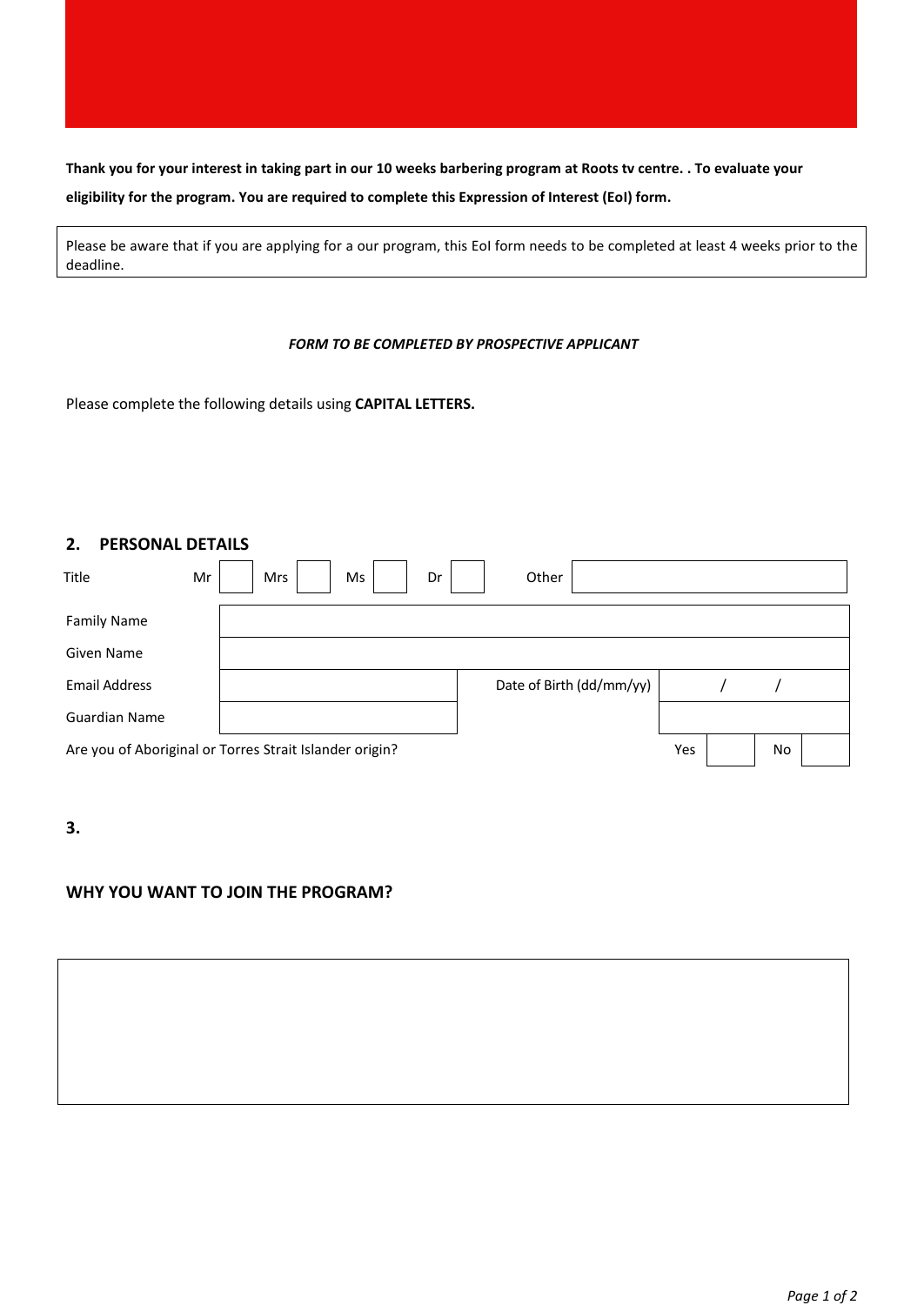**Thank you for your interest in taking part in our 10 weeks barbering program at Roots tv centre. . To evaluate your eligibility for the program. You are required to complete this Expression of Interest (EoI) form.**

Please be aware that if you are applying for a our program, this EoI form needs to be completed at least 4 weeks prior to the deadline.

***FORM TO BE COMPLETED BY PROSPECTIVE APPLICANT***

Please complete the following details using **CAPITAL LETTERS.**

## 2. PERSONAL DETAILS

| Title | Mr | | Mrs | | Ms | | Dr | | Other | |
|---|---|---|---|---|---|---|---|---|---|---|

| | | | |
|---|---|---|---|
| Family Name | | | |
| Given Name | | | |
| Email Address | | Date of Birth (dd/mm/yy) | / / |
| Guardian Name | | | |

| Are you of Aboriginal or Torres Strait Islander origin? | Yes | | No | |
|---|---|---|---|---|

## 3.

## WHY YOU WANT TO JOIN THE PROGRAM?

| |
|---|
| |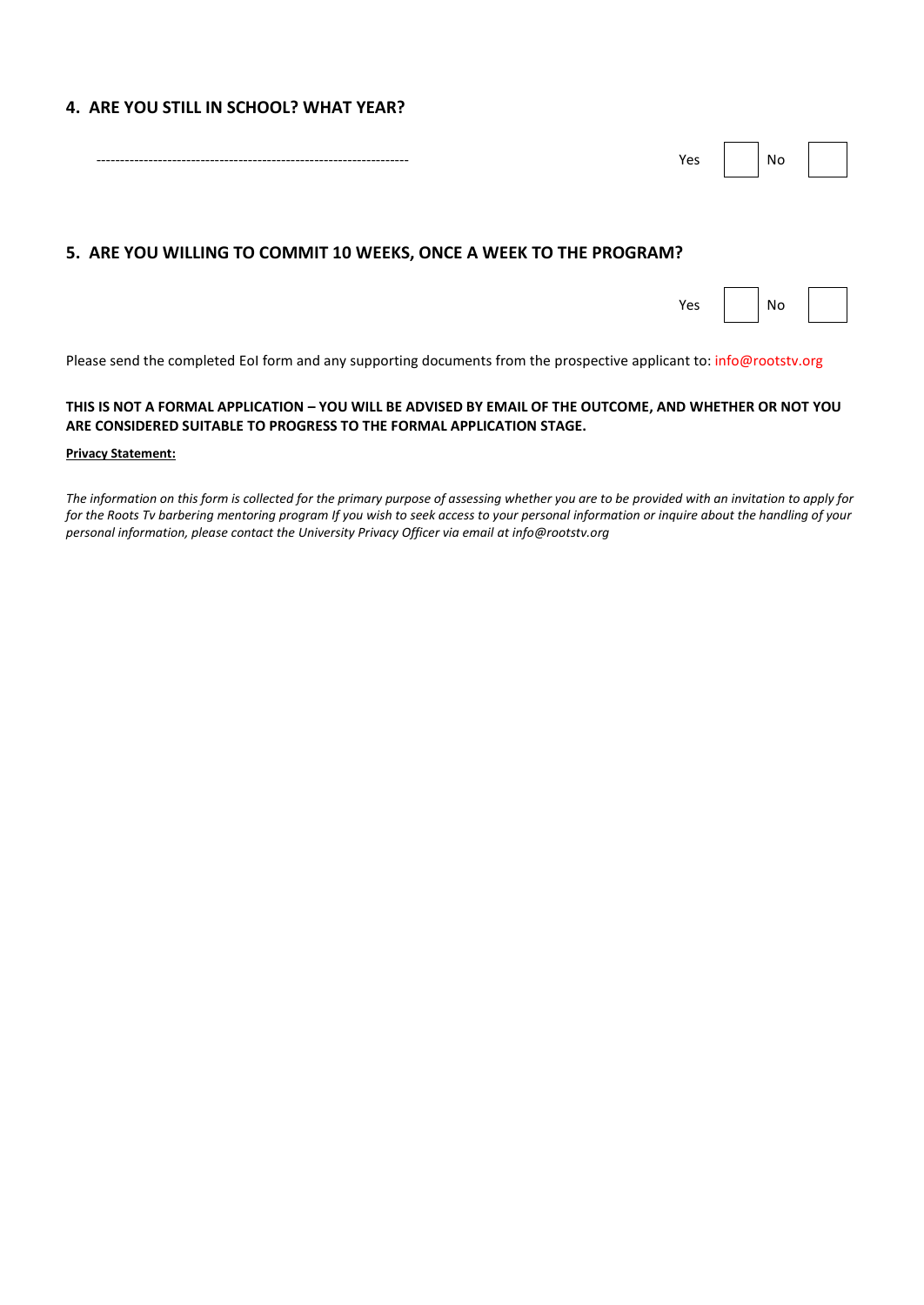## 4. ARE YOU STILL IN SCHOOL? WHAT YEAR?

------------------------------------------------------------------ Yes ☐ No ☐

## 5. ARE YOU WILLING TO COMMIT 10 WEEKS, ONCE A WEEK TO THE PROGRAM?

Yes ☐ No ☐

Please send the completed EoI form and any supporting documents from the prospective applicant to: info@rootstv.org

**THIS IS NOT A FORMAL APPLICATION – YOU WILL BE ADVISED BY EMAIL OF THE OUTCOME, AND WHETHER OR NOT YOU ARE CONSIDERED SUITABLE TO PROGRESS TO THE FORMAL APPLICATION STAGE.**

**Privacy Statement:**

*The information on this form is collected for the primary purpose of assessing whether you are to be provided with an invitation to apply for for the Roots Tv barbering mentoring program If you wish to seek access to your personal information or inquire about the handling of your personal information, please contact the University Privacy Officer via email at info@rootstv.org*